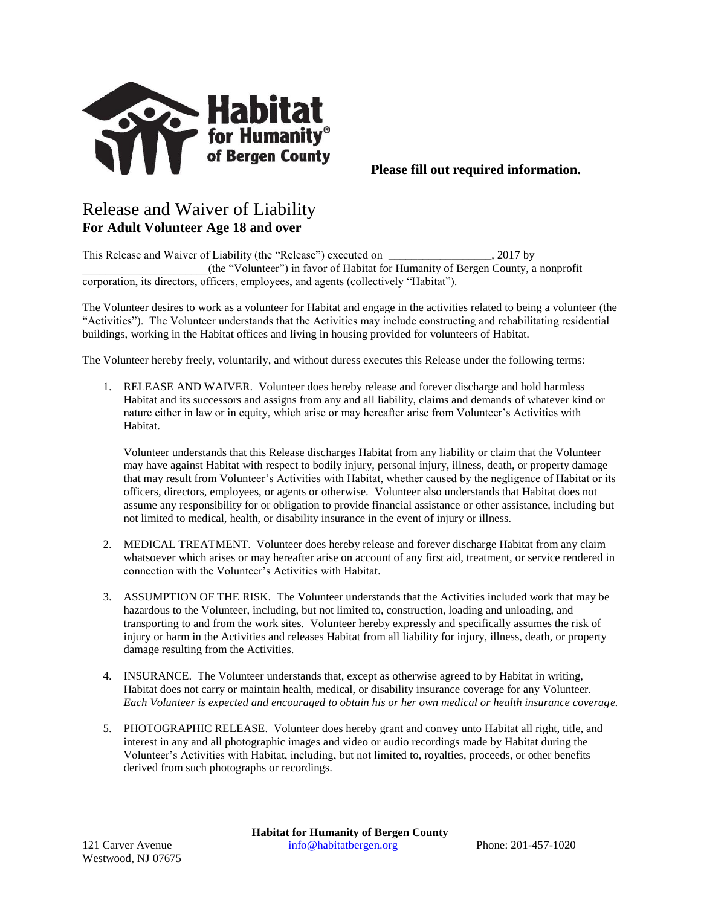**Habitat for Humanity® of Bergen County**

**Please fill out required information.**

# Release and Waiver of Liability

**For Adult Volunteer Age 18 and over**

This Release and Waiver of Liability (the "Release") executed on __________________, 2017 by ______________________(the "Volunteer") in favor of Habitat for Humanity of Bergen County, a nonprofit corporation, its directors, officers, employees, and agents (collectively "Habitat").

The Volunteer desires to work as a volunteer for Habitat and engage in the activities related to being a volunteer (the "Activities"). The Volunteer understands that the Activities may include constructing and rehabilitating residential buildings, working in the Habitat offices and living in housing provided for volunteers of Habitat.

The Volunteer hereby freely, voluntarily, and without duress executes this Release under the following terms:

1. RELEASE AND WAIVER. Volunteer does hereby release and forever discharge and hold harmless Habitat and its successors and assigns from any and all liability, claims and demands of whatever kind or nature either in law or in equity, which arise or may hereafter arise from Volunteer's Activities with Habitat.

   Volunteer understands that this Release discharges Habitat from any liability or claim that the Volunteer may have against Habitat with respect to bodily injury, personal injury, illness, death, or property damage that may result from Volunteer's Activities with Habitat, whether caused by the negligence of Habitat or its officers, directors, employees, or agents or otherwise. Volunteer also understands that Habitat does not assume any responsibility for or obligation to provide financial assistance or other assistance, including but not limited to medical, health, or disability insurance in the event of injury or illness.

2. MEDICAL TREATMENT. Volunteer does hereby release and forever discharge Habitat from any claim whatsoever which arises or may hereafter arise on account of any first aid, treatment, or service rendered in connection with the Volunteer's Activities with Habitat.

3. ASSUMPTION OF THE RISK. The Volunteer understands that the Activities included work that may be hazardous to the Volunteer, including, but not limited to, construction, loading and unloading, and transporting to and from the work sites. Volunteer hereby expressly and specifically assumes the risk of injury or harm in the Activities and releases Habitat from all liability for injury, illness, death, or property damage resulting from the Activities.

4. INSURANCE. The Volunteer understands that, except as otherwise agreed to by Habitat in writing, Habitat does not carry or maintain health, medical, or disability insurance coverage for any Volunteer. *Each Volunteer is expected and encouraged to obtain his or her own medical or health insurance coverage.*

5. PHOTOGRAPHIC RELEASE. Volunteer does hereby grant and convey unto Habitat all right, title, and interest in any and all photographic images and video or audio recordings made by Habitat during the Volunteer's Activities with Habitat, including, but not limited to, royalties, proceeds, or other benefits derived from such photographs or recordings.

**Habitat for Humanity of Bergen County**
121 Carver Avenue
Westwood, NJ 07675
info@habitatbergen.org
Phone: 201-457-1020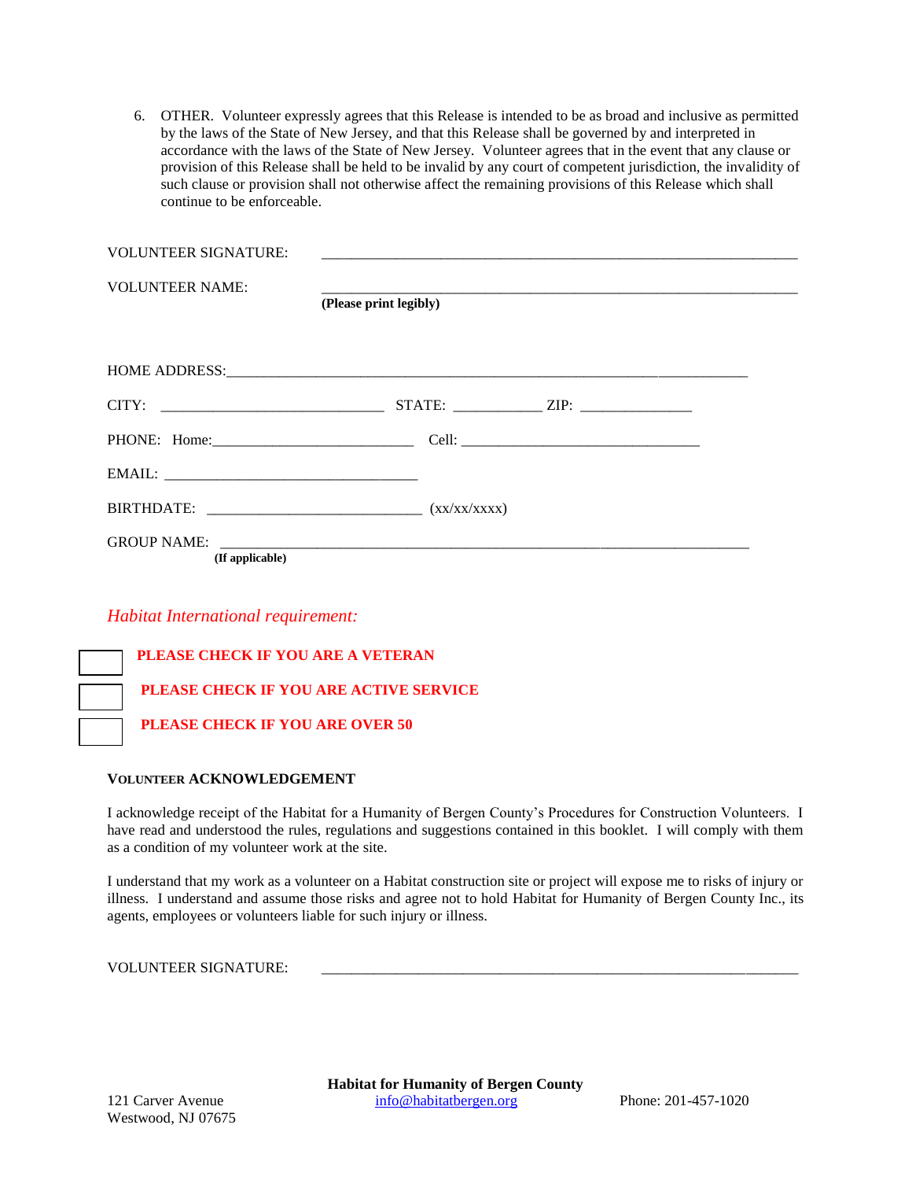6. OTHER. Volunteer expressly agrees that this Release is intended to be as broad and inclusive as permitted by the laws of the State of New Jersey, and that this Release shall be governed by and interpreted in accordance with the laws of the State of New Jersey. Volunteer agrees that in the event that any clause or provision of this Release shall be held to be invalid by any court of competent jurisdiction, the invalidity of such clause or provision shall not otherwise affect the remaining provisions of this Release which shall continue to be enforceable.

VOLUNTEER SIGNATURE: ____________________________________________

VOLUNTEER NAME: ____________________________________________
**(Please print legibly)**

HOME ADDRESS: ____________________________________________

CITY: ______________________ STATE: __________ ZIP: ____________

PHONE: Home: ____________________ Cell: ________________________

EMAIL: __________________________

BIRTHDATE: ______________________ (xx/xx/xxxx)

GROUP NAME: ____________________________________________
**(If applicable)**

*Habitat International requirement:*

☐ **PLEASE CHECK IF YOU ARE A VETERAN**

☐ **PLEASE CHECK IF YOU ARE ACTIVE SERVICE**

☐ **PLEASE CHECK IF YOU ARE OVER 50**

**VOLUNTEER ACKNOWLEDGEMENT**

I acknowledge receipt of the Habitat for a Humanity of Bergen County's Procedures for Construction Volunteers. I have read and understood the rules, regulations and suggestions contained in this booklet. I will comply with them as a condition of my volunteer work at the site.

I understand that my work as a volunteer on a Habitat construction site or project will expose me to risks of injury or illness. I understand and assume those risks and agree not to hold Habitat for Humanity of Bergen County Inc., its agents, employees or volunteers liable for such injury or illness.

VOLUNTEER SIGNATURE: ____________________________________________

**Habitat for Humanity of Bergen County**

121 Carver Avenue
Westwood, NJ 07675

info@habitatbergen.org

Phone: 201-457-1020